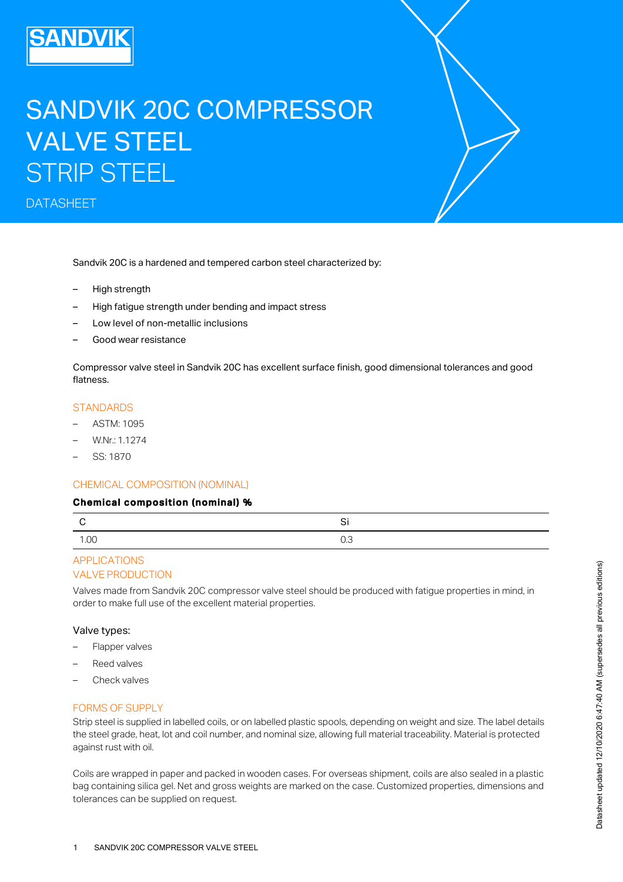SANDVIK

# SANDVIK 20C COMPRESSOR VALVE STEEL
# STRIP STEEL

DATASHEET

Sandvik 20C is a hardened and tempered carbon steel characterized by:

- High strength
- High fatigue strength under bending and impact stress
- Low level of non-metallic inclusions
- Good wear resistance

Compressor valve steel in Sandvik 20C has excellent surface finish, good dimensional tolerances and good flatness.

## STANDARDS

- ASTM: 1095
- W.Nr.: 1.1274
- SS: 1870

## CHEMICAL COMPOSITION (NOMINAL)

**Chemical composition (nominal) %**

| C | Si |
|---|---|
| 1.00 | 0.3 |

## APPLICATIONS

### VALVE PRODUCTION

Valves made from Sandvik 20C compressor valve steel should be produced with fatigue properties in mind, in order to make full use of the excellent material properties.

Valve types:

- Flapper valves
- Reed valves
- Check valves

## FORMS OF SUPPLY

Strip steel is supplied in labelled coils, or on labelled plastic spools, depending on weight and size. The label details the steel grade, heat, lot and coil number, and nominal size, allowing full material traceability. Material is protected against rust with oil.

Coils are wrapped in paper and packed in wooden cases. For overseas shipment, coils are also sealed in a plastic bag containing silica gel. Net and gross weights are marked on the case. Customized properties, dimensions and tolerances can be supplied on request.

Datasheet updated 12/10/2020 6:47:40 AM (supersedes all previous editions)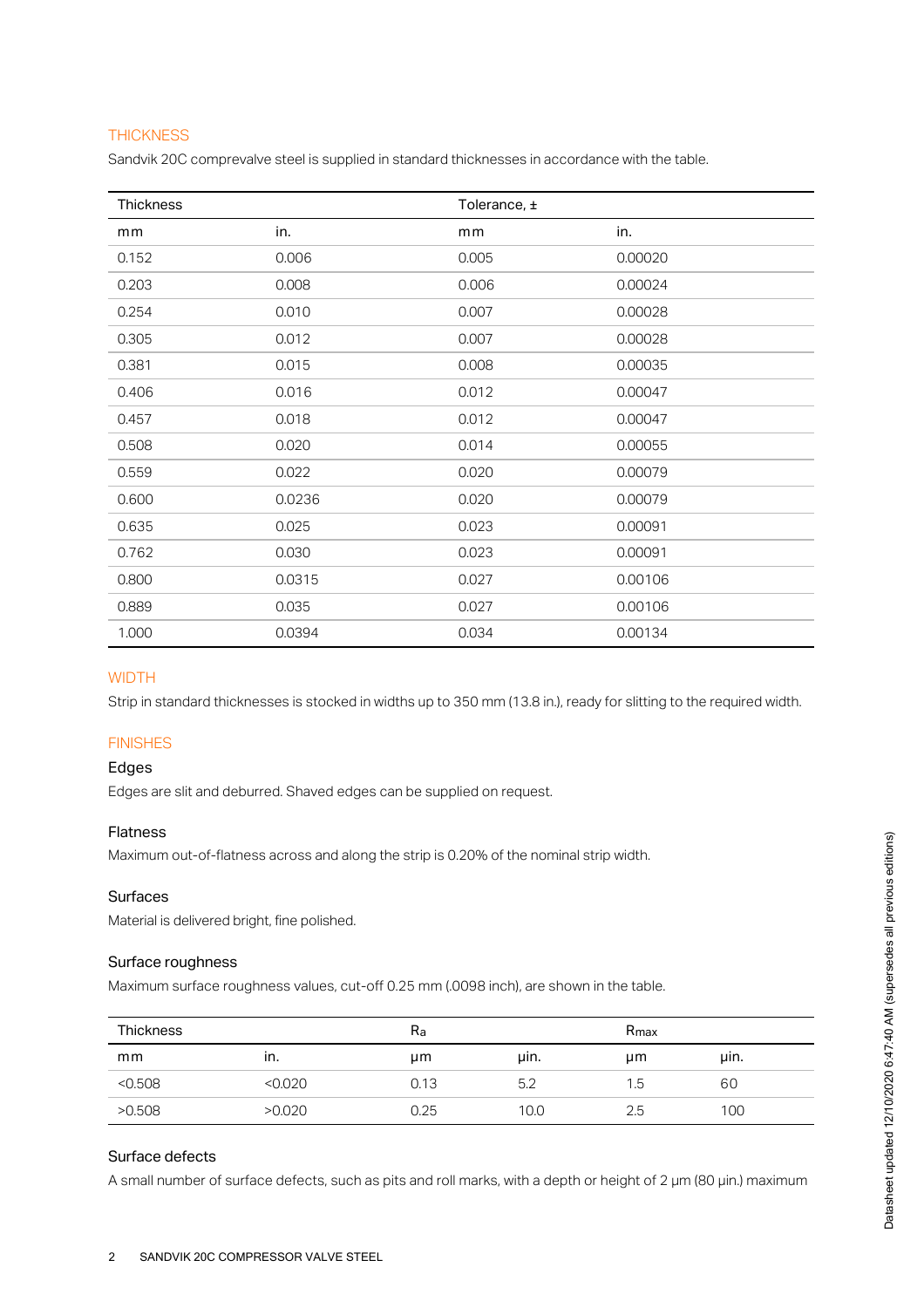## THICKNESS

Sandvik 20C comprevalve steel is supplied in standard thicknesses in accordance with the table.

| Thickness | | Tolerance, ± | |
|---|---|---|---|
| mm | in. | mm | in. |
| 0.152 | 0.006 | 0.005 | 0.00020 |
| 0.203 | 0.008 | 0.006 | 0.00024 |
| 0.254 | 0.010 | 0.007 | 0.00028 |
| 0.305 | 0.012 | 0.007 | 0.00028 |
| 0.381 | 0.015 | 0.008 | 0.00035 |
| 0.406 | 0.016 | 0.012 | 0.00047 |
| 0.457 | 0.018 | 0.012 | 0.00047 |
| 0.508 | 0.020 | 0.014 | 0.00055 |
| 0.559 | 0.022 | 0.020 | 0.00079 |
| 0.600 | 0.0236 | 0.020 | 0.00079 |
| 0.635 | 0.025 | 0.023 | 0.00091 |
| 0.762 | 0.030 | 0.023 | 0.00091 |
| 0.800 | 0.0315 | 0.027 | 0.00106 |
| 0.889 | 0.035 | 0.027 | 0.00106 |
| 1.000 | 0.0394 | 0.034 | 0.00134 |

## WIDTH

Strip in standard thicknesses is stocked in widths up to 350 mm (13.8 in.), ready for slitting to the required width.

## FINISHES

### Edges

Edges are slit and deburred. Shaved edges can be supplied on request.

### Flatness

Maximum out-of-flatness across and along the strip is 0.20% of the nominal strip width.

### Surfaces

Material is delivered bright, fine polished.

### Surface roughness

Maximum surface roughness values, cut-off 0.25 mm (.0098 inch), are shown in the table.

| Thickness | | $R_a$ | | $R_{max}$ | |
|---|---|---|---|---|---|
| mm | in. | µm | µin. | µm | µin. |
| <0.508 | <0.020 | 0.13 | 5.2 | 1.5 | 60 |
| >0.508 | >0.020 | 0.25 | 10.0 | 2.5 | 100 |

### Surface defects

A small number of surface defects, such as pits and roll marks, with a depth or height of 2 µm (80 µin.) maximum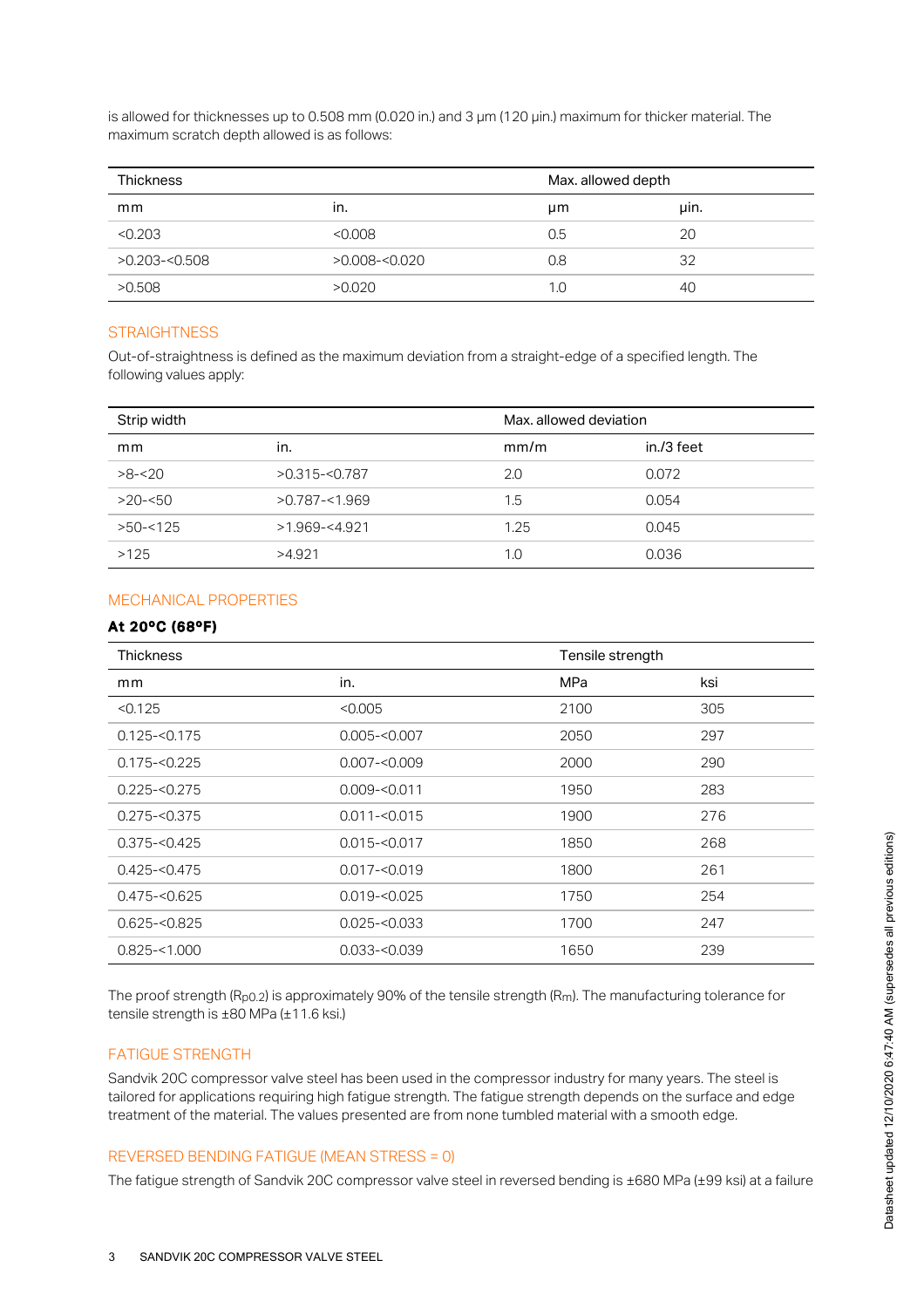is allowed for thicknesses up to 0.508 mm (0.020 in.) and 3 µm (120 µin.) maximum for thicker material. The maximum scratch depth allowed is as follows:

| Thickness | | Max. allowed depth | |
|---|---|---|---|
| mm | in. | µm | µin. |
| <0.203 | <0.008 | 0.5 | 20 |
| >0.203-<0.508 | >0.008-<0.020 | 0.8 | 32 |
| >0.508 | >0.020 | 1.0 | 40 |

## STRAIGHTNESS

Out-of-straightness is defined as the maximum deviation from a straight-edge of a specified length. The following values apply:

| Strip width | | Max. allowed deviation | |
|---|---|---|---|
| mm | in. | mm/m | in./3 feet |
| >8-<20 | >0.315-<0.787 | 2.0 | 0.072 |
| >20-<50 | >0.787-<1.969 | 1.5 | 0.054 |
| >50-<125 | >1.969-<4.921 | 1.25 | 0.045 |
| >125 | >4.921 | 1.0 | 0.036 |

## MECHANICAL PROPERTIES

### At 20°C (68°F)

| Thickness | | Tensile strength | |
|---|---|---|---|
| mm | in. | MPa | ksi |
| <0.125 | <0.005 | 2100 | 305 |
| 0.125-<0.175 | 0.005-<0.007 | 2050 | 297 |
| 0.175-<0.225 | 0.007-<0.009 | 2000 | 290 |
| 0.225-<0.275 | 0.009-<0.011 | 1950 | 283 |
| 0.275-<0.375 | 0.011-<0.015 | 1900 | 276 |
| 0.375-<0.425 | 0.015-<0.017 | 1850 | 268 |
| 0.425-<0.475 | 0.017-<0.019 | 1800 | 261 |
| 0.475-<0.625 | 0.019-<0.025 | 1750 | 254 |
| 0.625-<0.825 | 0.025-<0.033 | 1700 | 247 |
| 0.825-<1.000 | 0.033-<0.039 | 1650 | 239 |

The proof strength ($R_{p0.2}$) is approximately 90% of the tensile strength ($R_m$). The manufacturing tolerance for tensile strength is ±80 MPa (±11.6 ksi.)

## FATIGUE STRENGTH

Sandvik 20C compressor valve steel has been used in the compressor industry for many years. The steel is tailored for applications requiring high fatigue strength. The fatigue strength depends on the surface and edge treatment of the material. The values presented are from none tumbled material with a smooth edge.

## REVERSED BENDING FATIGUE (MEAN STRESS = 0)

The fatigue strength of Sandvik 20C compressor valve steel in reversed bending is ±680 MPa (±99 ksi) at a failure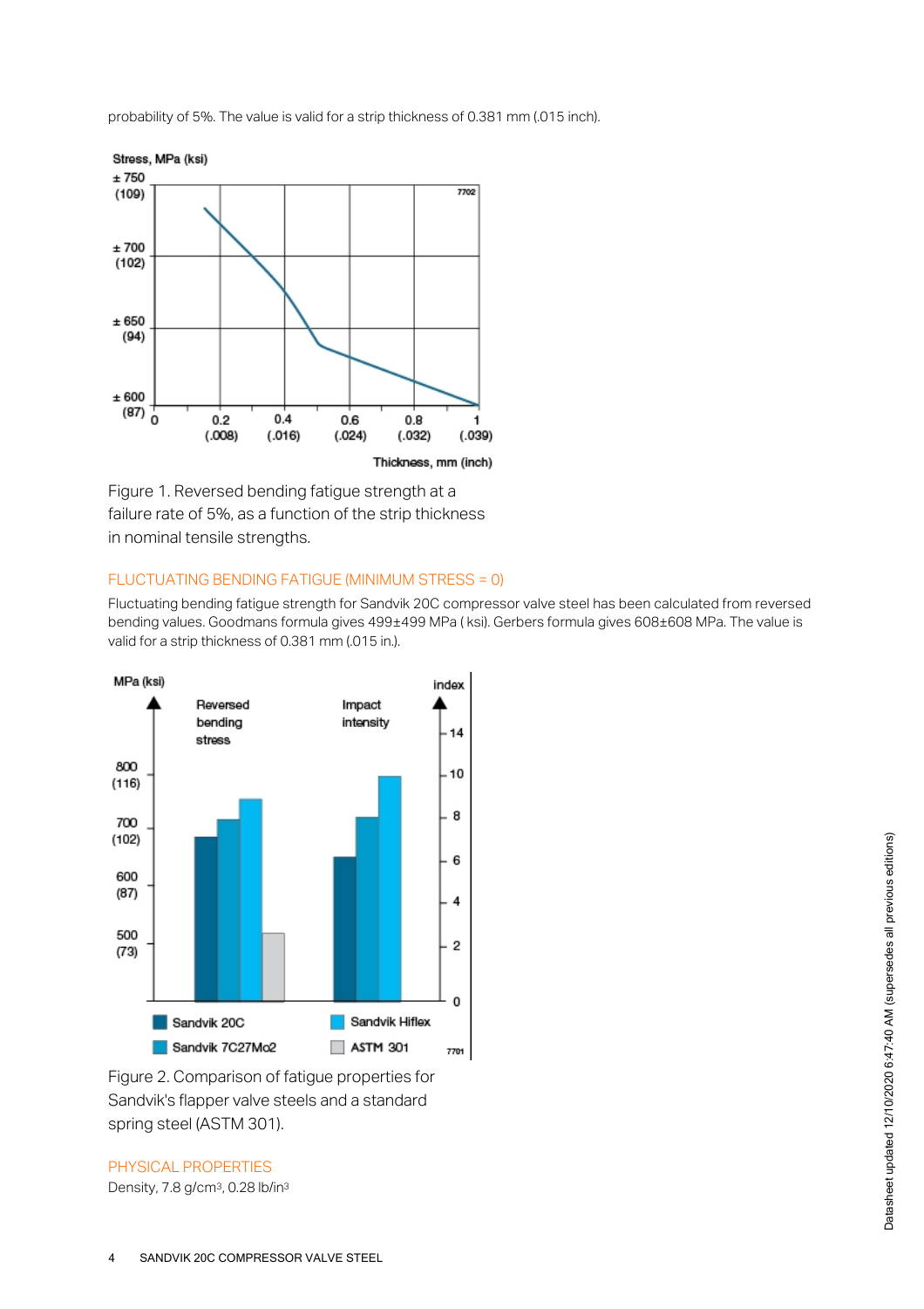probability of 5%. The value is valid for a strip thickness of 0.381 mm (.015 inch).

Figure 1. Reversed bending fatigue strength at a failure rate of 5%, as a function of the strip thickness in nominal tensile strengths.

## FLUCTUATING BENDING FATIGUE (MINIMUM STRESS = 0)

Fluctuating bending fatigue strength for Sandvik 20C compressor valve steel has been calculated from reversed bending values. Goodmans formula gives 499±499 MPa ( ksi). Gerbers formula gives 608±608 MPa. The value is valid for a strip thickness of 0.381 mm (.015 in.).

Figure 2. Comparison of fatigue properties for Sandvik's flapper valve steels and a standard spring steel (ASTM 301).

## PHYSICAL PROPERTIES

Density, 7.8 g/cm$^3$, 0.28 lb/in$^3$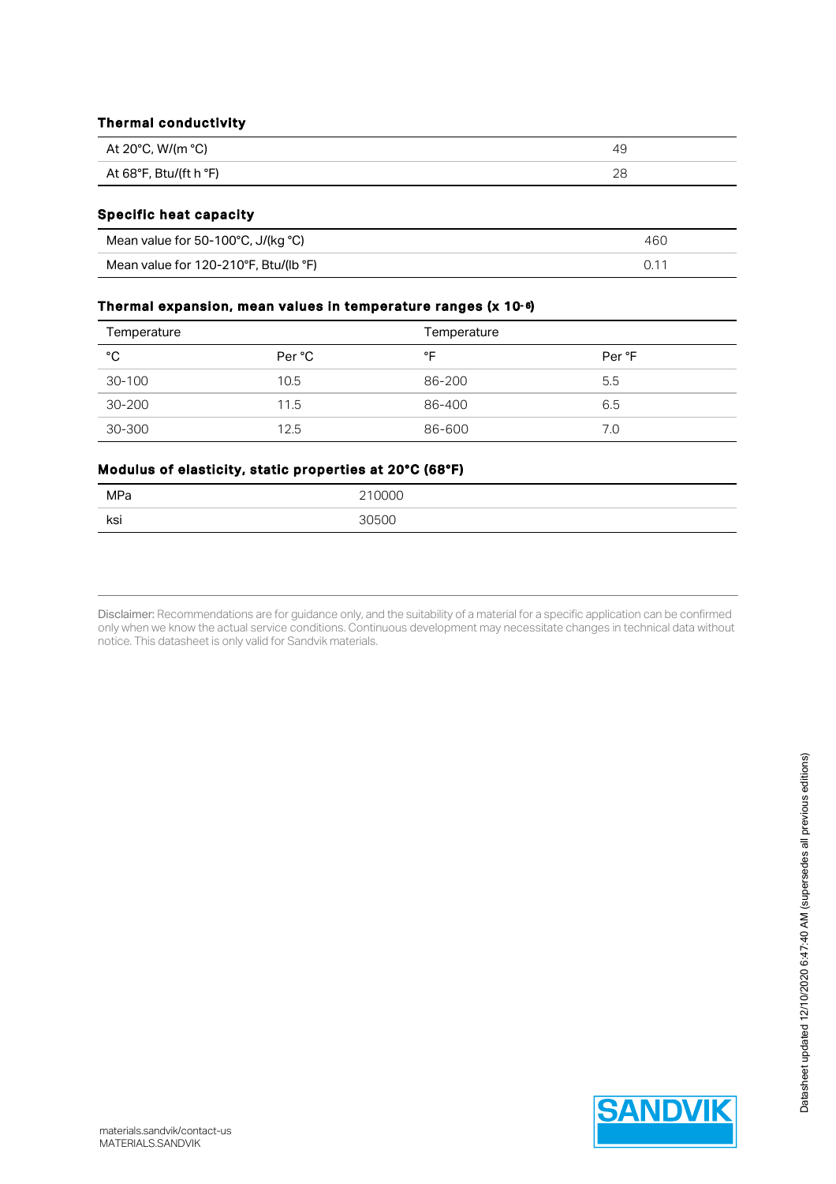### Thermal conductivity

| | |
|---|---|
| At 20°C, W/(m °C) | 49 |
| At 68°F, Btu/(ft h °F) | 28 |

### Specific heat capacity

| | |
|---|---|
| Mean value for 50-100°C, J/(kg °C) | 460 |
| Mean value for 120-210°F, Btu/(lb °F) | 0.11 |

### Thermal expansion, mean values in temperature ranges (x $10^{-6}$)

| Temperature | | Temperature | |
|---|---|---|---|
| °C | Per °C | °F | Per °F |
| 30-100 | 10.5 | 86-200 | 5.5 |
| 30-200 | 11.5 | 86-400 | 6.5 |
| 30-300 | 12.5 | 86-600 | 7.0 |

### Modulus of elasticity, static properties at 20°C (68°F)

| | |
|---|---|
| MPa | 210000 |
| ksi | 30500 |

Disclaimer: Recommendations are for guidance only, and the suitability of a material for a specific application can be confirmed only when we know the actual service conditions. Continuous development may necessitate changes in technical data without notice. This datasheet is only valid for Sandvik materials.

materials.sandvik/contact-us
MATERIALS.SANDVIK

SANDVIK

Datasheet updated 12/10/2020 6:47:40 AM (supersedes all previous editions)